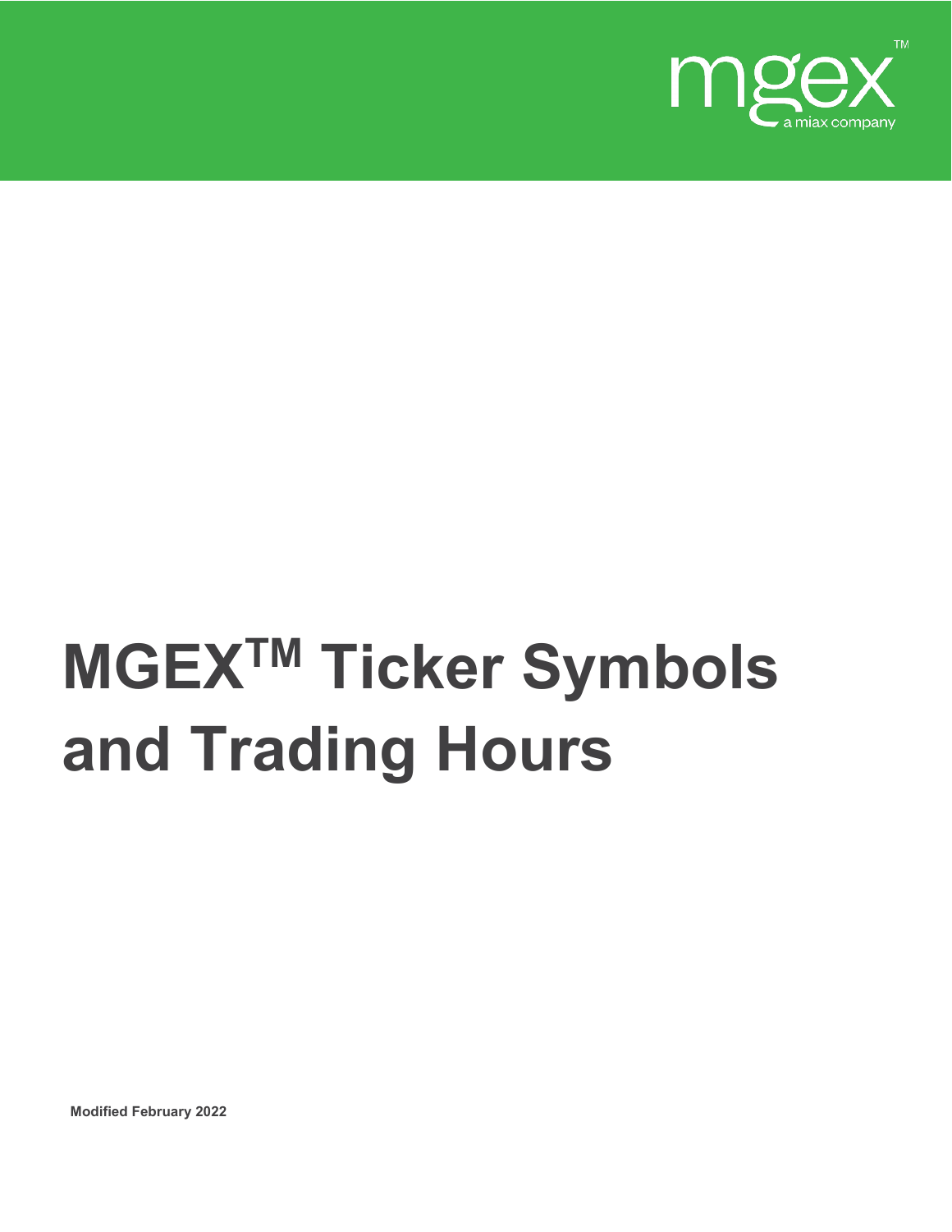mgex™

a miax company

# MGEX[TM] Ticker Symbols and Trading Hours

**Modified February 2022**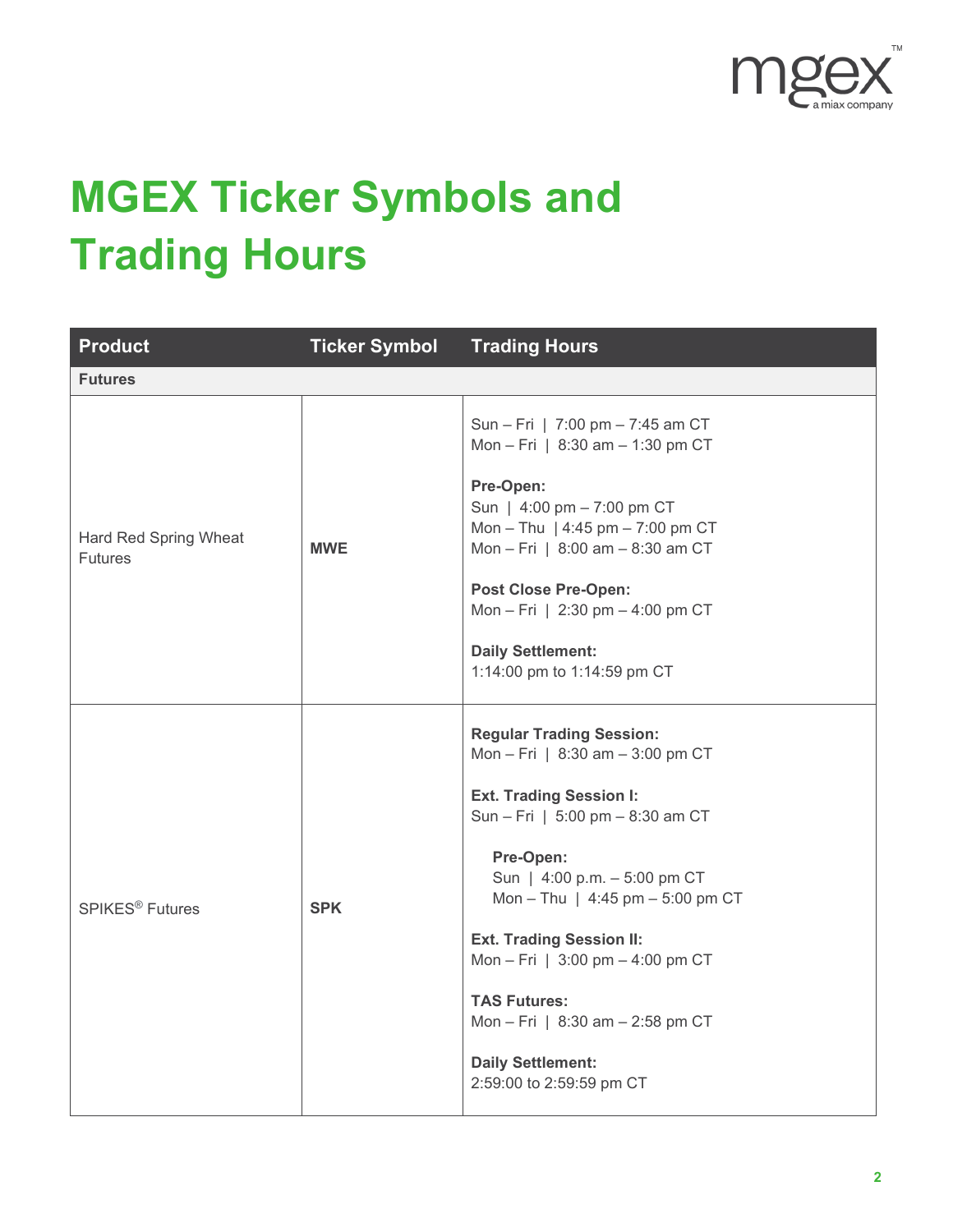# MGEX Ticker Symbols and Trading Hours

| Product | Ticker Symbol | Trading Hours |
|---|---|---|
| **Futures** | | |
| Hard Red Spring Wheat Futures | **MWE** | Sun – Fri \| 7:00 pm – 7:45 am CT<br>Mon – Fri \| 8:30 am – 1:30 pm CT<br><br>**Pre-Open:**<br>Sun \| 4:00 pm – 7:00 pm CT<br>Mon – Thu \| 4:45 pm – 7:00 pm CT<br>Mon – Fri \| 8:00 am – 8:30 am CT<br><br>**Post Close Pre-Open:**<br>Mon – Fri \| 2:30 pm – 4:00 pm CT<br><br>**Daily Settlement:**<br>1:14:00 pm to 1:14:59 pm CT |
| SPIKES® Futures | **SPK** | **Regular Trading Session:**<br>Mon – Fri \| 8:30 am – 3:00 pm CT<br><br>**Ext. Trading Session I:**<br>Sun – Fri \| 5:00 pm – 8:30 am CT<br><br>**Pre-Open:**<br>Sun \| 4:00 p.m. – 5:00 pm CT<br>Mon – Thu \| 4:45 pm – 5:00 pm CT<br><br>**Ext. Trading Session II:**<br>Mon – Fri \| 3:00 pm – 4:00 pm CT<br><br>**TAS Futures:**<br>Mon – Fri \| 8:30 am – 2:58 pm CT<br><br>**Daily Settlement:**<br>2:59:00 to 2:59:59 pm CT |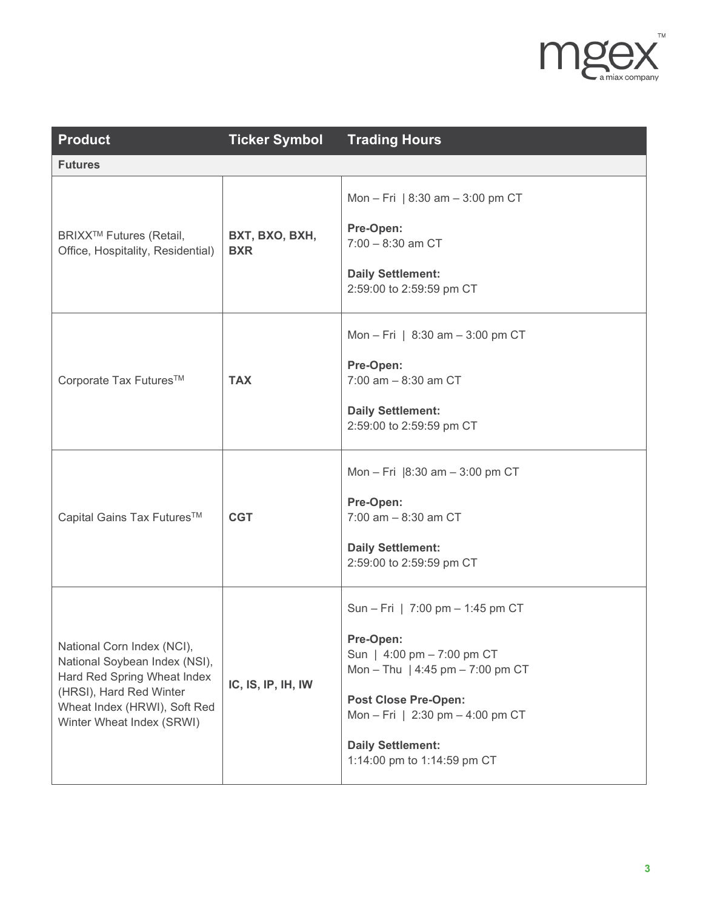| Product | Ticker Symbol | Trading Hours |
|---|---|---|
| **Futures** | | |
| BRIXX™ Futures (Retail, Office, Hospitality, Residential) | **BXT, BXO, BXH, BXR** | Mon – Fri \| 8:30 am – 3:00 pm CT<br><br>**Pre-Open:**<br>7:00 – 8:30 am CT<br><br>**Daily Settlement:**<br>2:59:00 to 2:59:59 pm CT |
| Corporate Tax Futures™ | **TAX** | Mon – Fri \| 8:30 am – 3:00 pm CT<br><br>**Pre-Open:**<br>7:00 am – 8:30 am CT<br><br>**Daily Settlement:**<br>2:59:00 to 2:59:59 pm CT |
| Capital Gains Tax Futures™ | **CGT** | Mon – Fri \|8:30 am – 3:00 pm CT<br><br>**Pre-Open:**<br>7:00 am – 8:30 am CT<br><br>**Daily Settlement:**<br>2:59:00 to 2:59:59 pm CT |
| National Corn Index (NCI), National Soybean Index (NSI), Hard Red Spring Wheat Index (HRSI), Hard Red Winter Wheat Index (HRWI), Soft Red Winter Wheat Index (SRWI) | **IC, IS, IP, IH, IW** | Sun – Fri \| 7:00 pm – 1:45 pm CT<br><br>**Pre-Open:**<br>Sun \| 4:00 pm – 7:00 pm CT<br>Mon – Thu \| 4:45 pm – 7:00 pm CT<br><br>**Post Close Pre-Open:**<br>Mon – Fri \| 2:30 pm – 4:00 pm CT<br><br>**Daily Settlement:**<br>1:14:00 pm to 1:14:59 pm CT |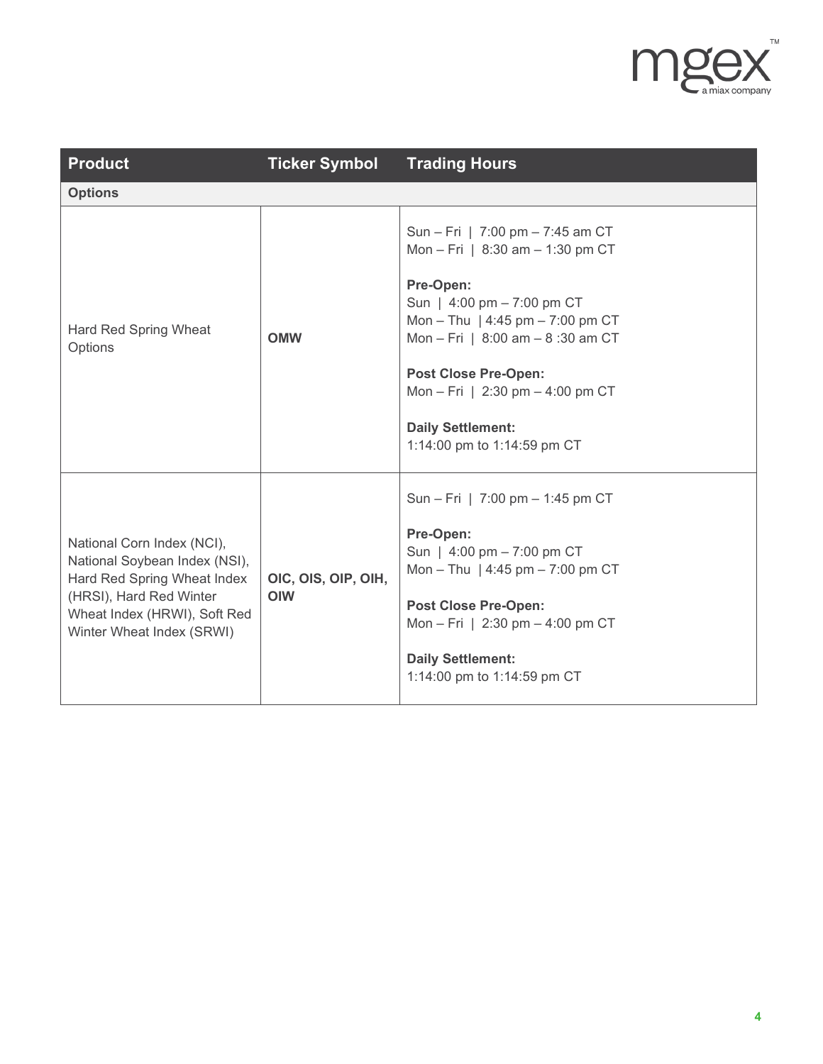| Product | Ticker Symbol | Trading Hours |
| --- | --- | --- |
| **Options** | | |
| Hard Red Spring Wheat Options | **OMW** | Sun – Fri \| 7:00 pm – 7:45 am CT<br>Mon – Fri \| 8:30 am – 1:30 pm CT<br><br>**Pre-Open:**<br>Sun \| 4:00 pm – 7:00 pm CT<br>Mon – Thu \| 4:45 pm – 7:00 pm CT<br>Mon – Fri \| 8:00 am – 8 :30 am CT<br><br>**Post Close Pre-Open:**<br>Mon – Fri \| 2:30 pm – 4:00 pm CT<br><br>**Daily Settlement:**<br>1:14:00 pm to 1:14:59 pm CT |
| National Corn Index (NCI), National Soybean Index (NSI), Hard Red Spring Wheat Index (HRSI), Hard Red Winter Wheat Index (HRWI), Soft Red Winter Wheat Index (SRWI) | **OIC, OIS, OIP, OIH, OIW** | Sun – Fri \| 7:00 pm – 1:45 pm CT<br><br>**Pre-Open:**<br>Sun \| 4:00 pm – 7:00 pm CT<br>Mon – Thu \| 4:45 pm – 7:00 pm CT<br><br>**Post Close Pre-Open:**<br>Mon – Fri \| 2:30 pm – 4:00 pm CT<br><br>**Daily Settlement:**<br>1:14:00 pm to 1:14:59 pm CT |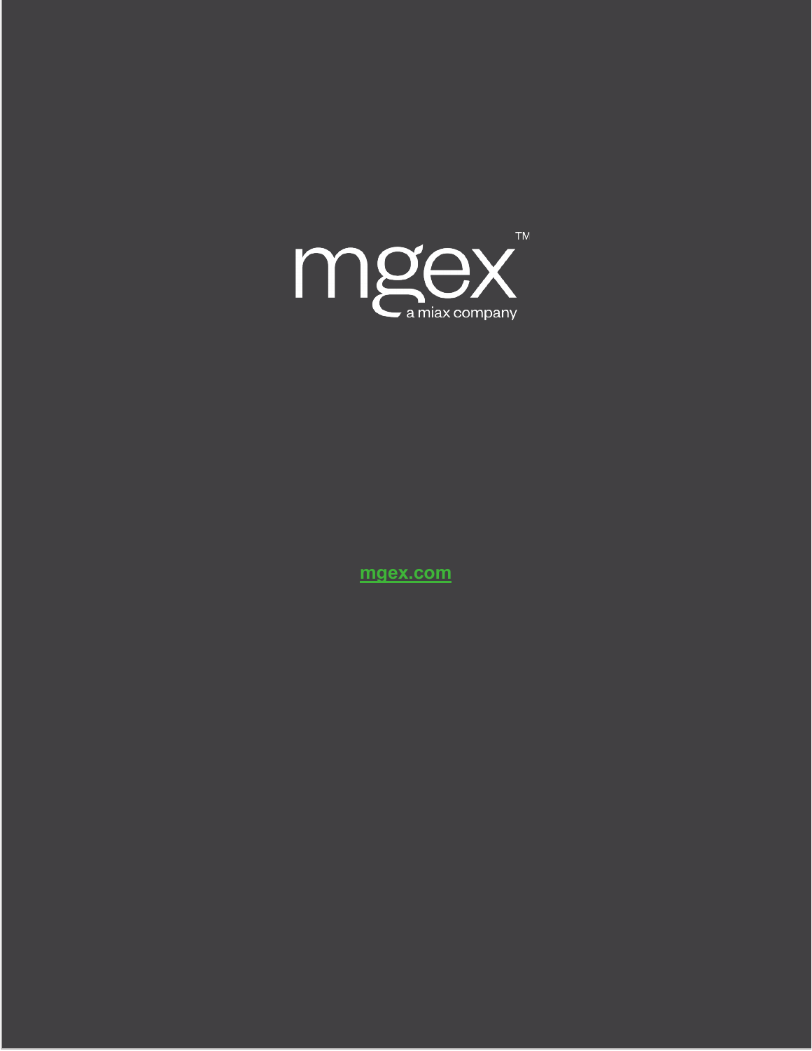mgex™

a miax company

mgex.com